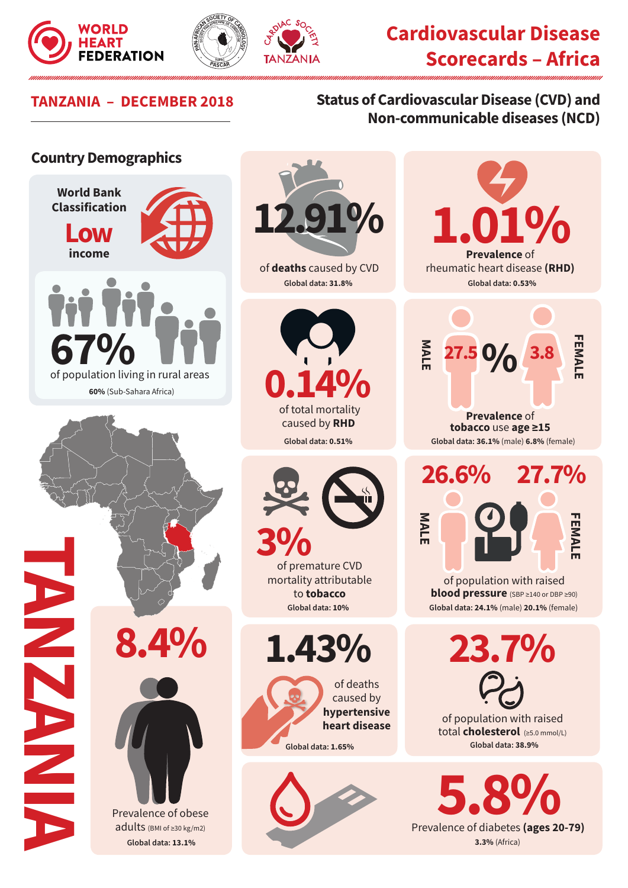WORLD HEART FEDERATION

CARDIAC SOCIETY TANZANIA

# Cardiovascular Disease Scorecards – Africa

## TANZANIA – DECEMBER 2018

## Status of Cardiovascular Disease (CVD) and Non-communicable diseases (NCD)

### Country Demographics

World Bank Classification
**Low** income

**67%** of population living in rural areas
**60%** (Sub-Sahara Africa)

TANZANIA

**12.91%** of **deaths** caused by CVD
**Global data: 31.8%**

**1.01%** **Prevalence** of rheumatic heart disease **(RHD)**
**Global data: 0.53%**

**0.14%** of total mortality caused by **RHD**
**Global data: 0.51%**

MALE **27.5** % **3.8** FEMALE
**Prevalence** of **tobacco** use **age ≥15**
**Global data: 36.1%** (male) **6.8%** (female)

**3%** of premature CVD mortality attributable to **tobacco**
**Global data: 10%**

**26.6%** MALE **27.7%** FEMALE
of population with raised **blood pressure** (SBP ≥140 or DBP ≥90)
**Global data: 24.1%** (male) **20.1%** (female)

**8.4%** Prevalence of obese adults (BMI of ≥30 kg/m2)
**Global data: 13.1%**

**1.43%** of deaths caused by **hypertensive heart disease**
**Global data: 1.65%**

**23.7%** of population with raised total **cholesterol** (≥5.0 mmol/L)
**Global data: 38.9%**

**5.8%** Prevalence of diabetes **(ages 20-79)**
**3.3%** (Africa)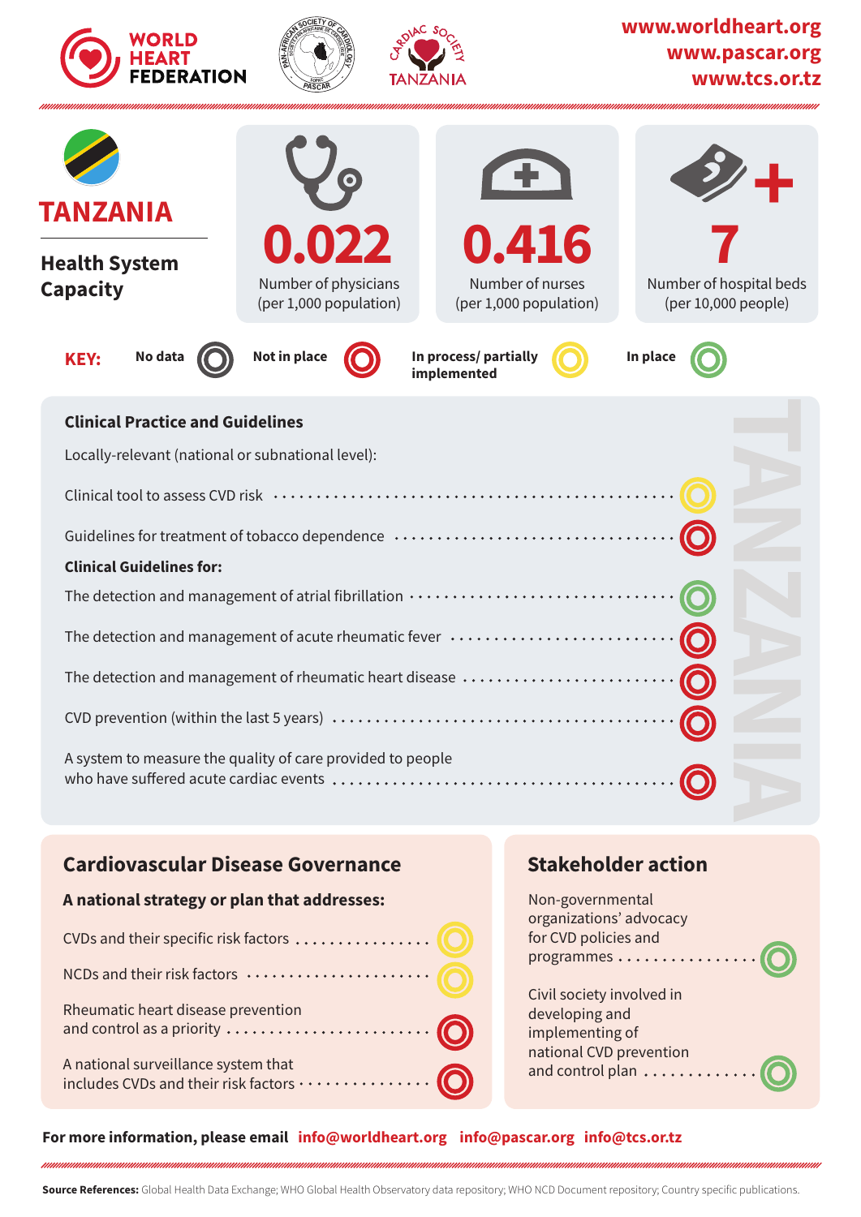**WORLD HEART FEDERATION**

CARDIAC SOCIETY TANZANIA

www.worldheart.org
www.pascar.org
www.tcs.or.tz

# TANZANIA

## Health System Capacity

**0.022**
Number of physicians (per 1,000 population)

**0.416**
Number of nurses (per 1,000 population)

**7**
Number of hospital beds (per 10,000 people)

**KEY:** No data | Not in place | In process/ partially implemented | In place

### Clinical Practice and Guidelines

Locally-relevant (national or subnational level):

| | |
|---|---|
| Clinical tool to assess CVD risk | In process/ partially implemented |
| Guidelines for treatment of tobacco dependence | Not in place |

**Clinical Guidelines for:**

| | |
|---|---|
| The detection and management of atrial fibrillation | In place |
| The detection and management of acute rheumatic fever | Not in place |
| The detection and management of rheumatic heart disease | Not in place |
| CVD prevention (within the last 5 years) | Not in place |
| A system to measure the quality of care provided to people who have suffered acute cardiac events | Not in place |

### Cardiovascular Disease Governance

**A national strategy or plan that addresses:**

| | |
|---|---|
| CVDs and their specific risk factors | In process/ partially implemented |
| NCDs and their risk factors | In process/ partially implemented |
| Rheumatic heart disease prevention and control as a priority | Not in place |
| A national surveillance system that includes CVDs and their risk factors | Not in place |

### Stakeholder action

| | |
|---|---|
| Non-governmental organizations' advocacy for CVD policies and programmes | In place |
| Civil society involved in developing and implementing of national CVD prevention and control plan | In place |

**For more information, please email** info@worldheart.org info@pascar.org info@tcs.or.tz

**Source References:** Global Health Data Exchange; WHO Global Health Observatory data repository; WHO NCD Document repository; Country specific publications.